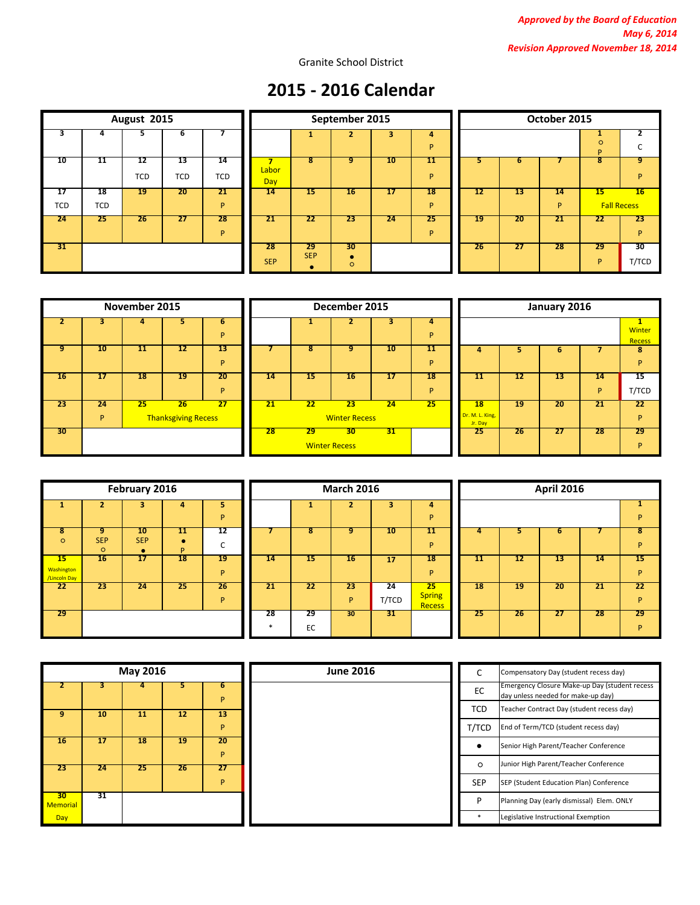*Approved by the Board of Education*
*May 6, 2014*
*Revision Approved November 18, 2014*

Granite School District

# 2015 - 2016 Calendar

### August 2015

| Mon | Tue | Wed | Thu | Fri |
|---|---|---|---|---|
| 3 | 4 | 5 | 6 | 7 |
| 10 | 11 | 12 TCD | 13 TCD | 14 TCD |
| 17 TCD | 18 TCD | 19 | 20 | 21 P |
| 24 | 25 | 26 | 27 | 28 P |
| 31 | | | | |

### September 2015

| Mon | Tue | Wed | Thu | Fri |
|---|---|---|---|---|
| | 1 | 2 | 3 | 4 P |
| 7 Labor Day | 8 | 9 | 10 | 11 P |
| 14 | 15 | 16 | 17 | 18 P |
| 21 | 22 | 23 | 24 | 25 P |
| 28 SEP | 29 SEP ● | 30 ● ○ | | |

### October 2015

| Mon | Tue | Wed | Thu | Fri |
|---|---|---|---|---|
| | | | 1 ○ P | 2 C |
| 5 | 6 | 7 | 8 | 9 P |
| 12 | 13 | 14 P | 15 Fall Recess | 16 Fall Recess |
| 19 | 20 | 21 | 22 | 23 P |
| 26 | 27 | 28 | 29 P | 30 T/TCD |

### November 2015

| Mon | Tue | Wed | Thu | Fri |
|---|---|---|---|---|
| 2 | 3 | 4 | 5 | 6 P |
| 9 | 10 | 11 | 12 | 13 P |
| 16 | 17 | 18 | 19 | 20 P |
| 23 | 24 P | 25 Thanksgiving Recess | 26 Thanksgiving Recess | 27 Thanksgiving Recess |
| 30 | | | | |

### December 2015

| Mon | Tue | Wed | Thu | Fri |
|---|---|---|---|---|
| | 1 | 2 | 3 | 4 P |
| 7 | 8 | 9 | 10 | 11 P |
| 14 | 15 | 16 | 17 | 18 P |
| 21 Winter Recess | 22 Winter Recess | 23 Winter Recess | 24 Winter Recess | 25 Winter Recess |
| 28 Winter Recess | 29 Winter Recess | 30 Winter Recess | 31 Winter Recess | |

### January 2016

| Mon | Tue | Wed | Thu | Fri |
|---|---|---|---|---|
| | | | | 1 Winter Recess |
| 4 | 5 | 6 | 7 | 8 P |
| 11 | 12 | 13 | 14 P | 15 T/TCD |
| 18 Dr. M. L. King, Jr. Day | 19 | 20 | 21 | 22 P |
| 25 | 26 | 27 | 28 | 29 P |

### February 2016

| Mon | Tue | Wed | Thu | Fri |
|---|---|---|---|---|
| 1 | 2 | 3 | 4 | 5 P |
| 8 ○ | 9 SEP ○ | 10 SEP ● | 11 ● P | 12 C |
| 15 Washington /Lincoln Day | 16 | 17 | 18 | 19 P |
| 22 | 23 | 24 | 25 | 26 P |
| 29 | | | | |

### March 2016

| Mon | Tue | Wed | Thu | Fri |
|---|---|---|---|---|
| | 1 | 2 | 3 | 4 P |
| 7 | 8 | 9 | 10 | 11 P |
| 14 | 15 | 16 | 17 | 18 P |
| 21 | 22 | 23 P | 24 T/TCD | 25 Spring Recess |
| 28 * | 29 EC | 30 | 31 | |

### April 2016

| Mon | Tue | Wed | Thu | Fri |
|---|---|---|---|---|
| | | | | 1 P |
| 4 | 5 | 6 | 7 | 8 P |
| 11 | 12 | 13 | 14 | 15 P |
| 18 | 19 | 20 | 21 | 22 P |
| 25 | 26 | 27 | 28 | 29 P |

### May 2016

| Mon | Tue | Wed | Thu | Fri |
|---|---|---|---|---|
| 2 | 3 | 4 | 5 | 6 P |
| 9 | 10 | 11 | 12 | 13 P |
| 16 | 17 | 18 | 19 | 20 P |
| 23 | 24 | 25 | 26 | 27 P |
| 30 Memorial Day | 31 | | | |

### June 2016

### Legend

| Code | Description |
|---|---|
| C | Compensatory Day (student recess day) |
| EC | Emergency Closure Make-up Day (student recess day unless needed for make-up day) |
| TCD | Teacher Contract Day (student recess day) |
| T/TCD | End of Term/TCD (student recess day) |
| ● | Senior High Parent/Teacher Conference |
| ○ | Junior High Parent/Teacher Conference |
| SEP | SEP (Student Education Plan) Conference |
| P | Planning Day (early dismissal) Elem. ONLY |
| * | Legislative Instructional Exemption |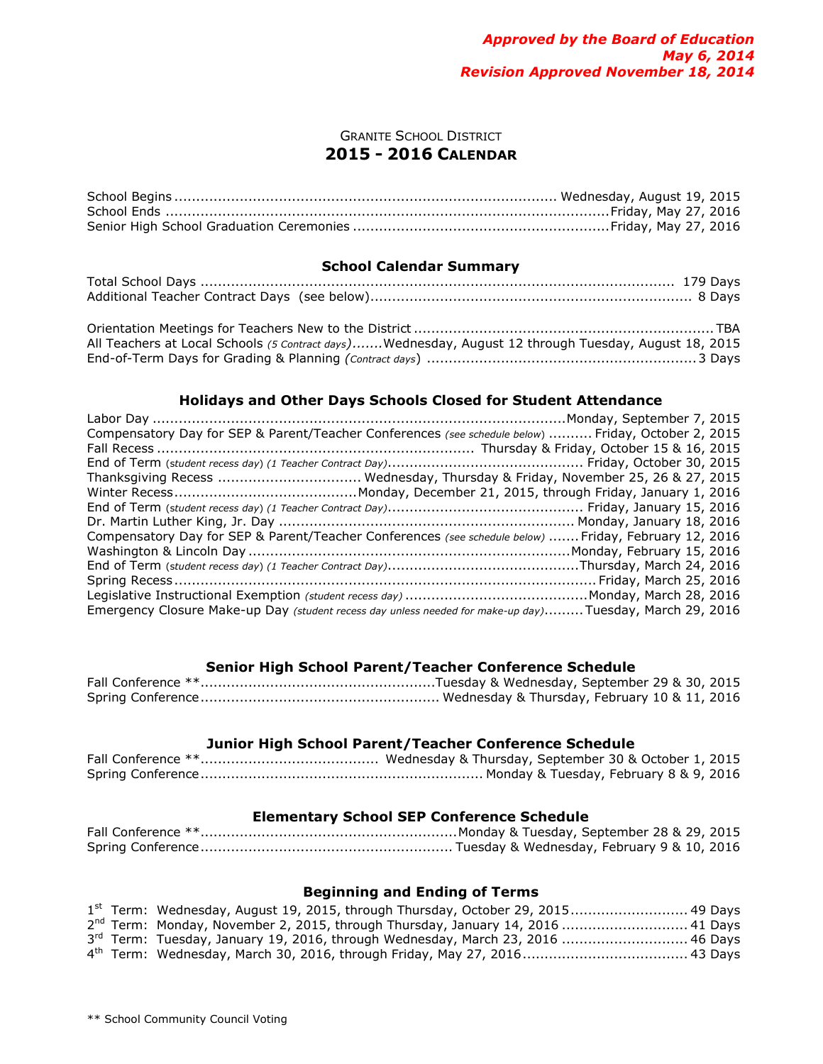*Approved by the Board of Education*
*May 6, 2014*
*Revision Approved November 18, 2014*

# GRANITE SCHOOL DISTRICT
# 2015 - 2016 CALENDAR

| | |
|---|---|
| School Begins | Wednesday, August 19, 2015 |
| School Ends | Friday, May 27, 2016 |
| Senior High School Graduation Ceremonies | Friday, May 27, 2016 |

## School Calendar Summary

| | |
|---|---|
| Total School Days | 179 Days |
| Additional Teacher Contract Days (see below) | 8 Days |

| | |
|---|---|
| Orientation Meetings for Teachers New to the District | TBA |
| All Teachers at Local Schools *(5 Contract days)* | Wednesday, August 12 through Tuesday, August 18, 2015 |
| End-of-Term Days for Grading & Planning *(Contract days)* | 3 Days |

## Holidays and Other Days Schools Closed for Student Attendance

| | |
|---|---|
| Labor Day | Monday, September 7, 2015 |
| Compensatory Day for SEP & Parent/Teacher Conferences *(see schedule below)* | Friday, October 2, 2015 |
| Fall Recess | Thursday & Friday, October 15 & 16, 2015 |
| End of Term (*student recess day*) *(1 Teacher Contract Day)* | Friday, October 30, 2015 |
| Thanksgiving Recess | Wednesday, Thursday & Friday, November 25, 26 & 27, 2015 |
| Winter Recess | Monday, December 21, 2015, through Friday, January 1, 2016 |
| End of Term (*student recess day*) *(1 Teacher Contract Day)* | Friday, January 15, 2016 |
| Dr. Martin Luther King, Jr. Day | Monday, January 18, 2016 |
| Compensatory Day for SEP & Parent/Teacher Conferences *(see schedule below)* | Friday, February 12, 2016 |
| Washington & Lincoln Day | Monday, February 15, 2016 |
| End of Term (*student recess day*) *(1 Teacher Contract Day)* | Thursday, March 24, 2016 |
| Spring Recess | Friday, March 25, 2016 |
| Legislative Instructional Exemption *(student recess day)* | Monday, March 28, 2016 |
| Emergency Closure Make-up Day *(student recess day unless needed for make-up day)* | Tuesday, March 29, 2016 |

## Senior High School Parent/Teacher Conference Schedule

| | |
|---|---|
| Fall Conference ** | Tuesday & Wednesday, September 29 & 30, 2015 |
| Spring Conference | Wednesday & Thursday, February 10 & 11, 2016 |

## Junior High School Parent/Teacher Conference Schedule

| | |
|---|---|
| Fall Conference ** | Wednesday & Thursday, September 30 & October 1, 2015 |
| Spring Conference | Monday & Tuesday, February 8 & 9, 2016 |

## Elementary School SEP Conference Schedule

| | |
|---|---|
| Fall Conference ** | Monday & Tuesday, September 28 & 29, 2015 |
| Spring Conference | Tuesday & Wednesday, February 9 & 10, 2016 |

## Beginning and Ending of Terms

| | | |
|---|---|---|
| 1st Term: | Wednesday, August 19, 2015, through Thursday, October 29, 2015 | 49 Days |
| 2nd Term: | Monday, November 2, 2015, through Thursday, January 14, 2016 | 41 Days |
| 3rd Term: | Tuesday, January 19, 2016, through Wednesday, March 23, 2016 | 46 Days |
| 4th Term: | Wednesday, March 30, 2016, through Friday, May 27, 2016 | 43 Days |

** School Community Council Voting